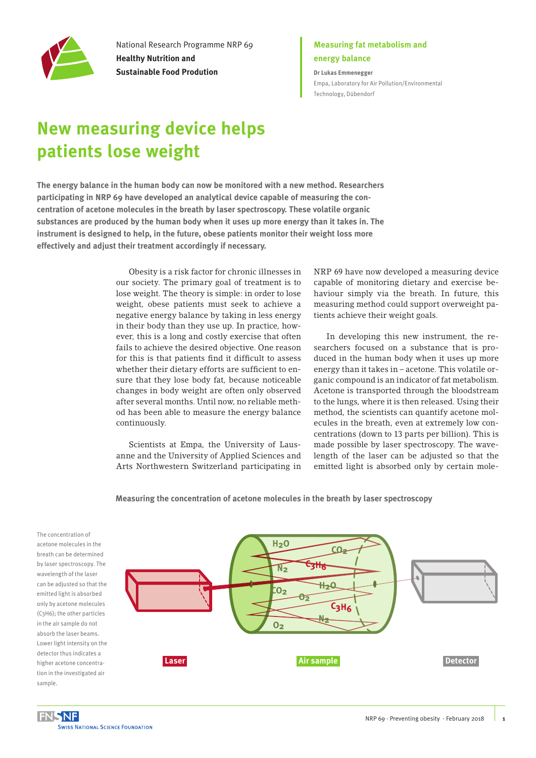National Research Programme NRP 69
**Healthy Nutrition and Sustainable Food Prodution**

**Measuring fat metabolism and energy balance**

**Dr Lukas Emmenegger**
Empa, Laboratory for Air Pollution/Environmental Technology, Dübendorf

# New measuring device helps patients lose weight

**The energy balance in the human body can now be monitored with a new method. Researchers participating in NRP 69 have developed an analytical device capable of measuring the concentration of acetone molecules in the breath by laser spectroscopy. These volatile organic substances are produced by the human body when it uses up more energy than it takes in. The instrument is designed to help, in the future, obese patients monitor their weight loss more effectively and adjust their treatment accordingly if necessary.**

Obesity is a risk factor for chronic illnesses in our society. The primary goal of treatment is to lose weight. The theory is simple: in order to lose weight, obese patients must seek to achieve a negative energy balance by taking in less energy in their body than they use up. In practice, however, this is a long and costly exercise that often fails to achieve the desired objective. One reason for this is that patients find it difficult to assess whether their dietary efforts are sufficient to ensure that they lose body fat, because noticeable changes in body weight are often only observed after several months. Until now, no reliable method has been able to measure the energy balance continuously.

Scientists at Empa, the University of Lausanne and the University of Applied Sciences and Arts Northwestern Switzerland participating in NRP 69 have now developed a measuring device capable of monitoring dietary and exercise behaviour simply via the breath. In future, this measuring method could support overweight patients achieve their weight goals.

In developing this new instrument, the researchers focused on a substance that is produced in the human body when it uses up more energy than it takes in – acetone. This volatile organic compound is an indicator of fat metabolism. Acetone is transported through the bloodstream to the lungs, where it is then released. Using their method, the scientists can quantify acetone molecules in the breath, even at extremely low concentrations (down to 13 parts per billion). This is made possible by laser spectroscopy. The wavelength of the laser can be adjusted so that the emitted light is absorbed only by certain mole-

**Measuring the concentration of acetone molecules in the breath by laser spectroscopy**

The concentration of acetone molecules in the breath can be determined by laser spectroscopy. The wavelength of the laser can be adjusted so that the emitted light is absorbed only by acetone molecules ($C_3H_6$); the other particles in the air sample do not absorb the laser beams. Lower light intensity on the detector thus indicates a higher acetone concentration in the investigated air sample.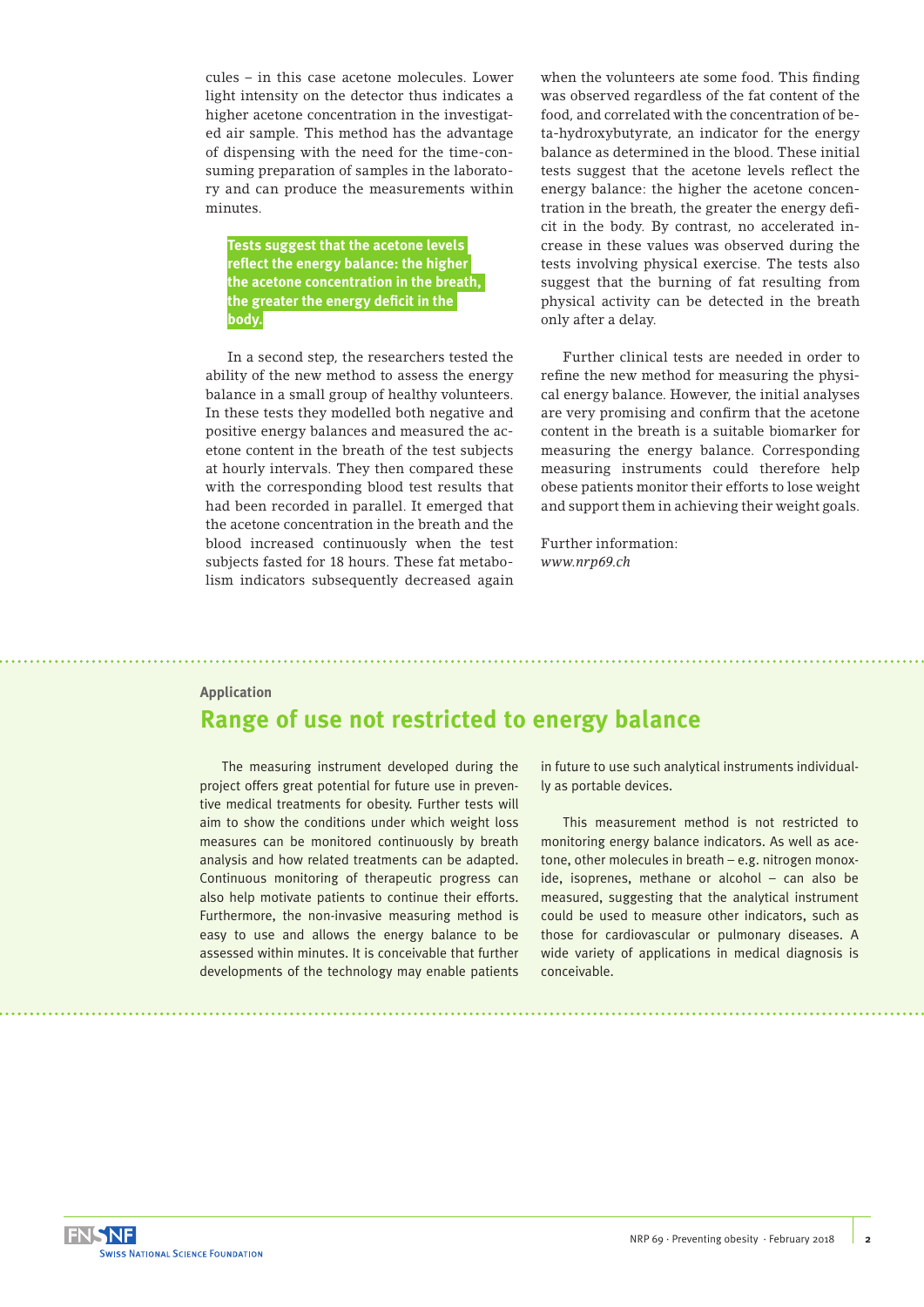cules – in this case acetone molecules. Lower light intensity on the detector thus indicates a higher acetone concentration in the investigated air sample. This method has the advantage of dispensing with the need for the time-consuming preparation of samples in the laboratory and can produce the measurements within minutes.

**Tests suggest that the acetone levels reflect the energy balance: the higher the acetone concentration in the breath, the greater the energy deficit in the body.**

In a second step, the researchers tested the ability of the new method to assess the energy balance in a small group of healthy volunteers. In these tests they modelled both negative and positive energy balances and measured the acetone content in the breath of the test subjects at hourly intervals. They then compared these with the corresponding blood test results that had been recorded in parallel. It emerged that the acetone concentration in the breath and the blood increased continuously when the test subjects fasted for 18 hours. These fat metabolism indicators subsequently decreased again when the volunteers ate some food. This finding was observed regardless of the fat content of the food, and correlated with the concentration of beta-hydroxybutyrate, an indicator for the energy balance as determined in the blood. These initial tests suggest that the acetone levels reflect the energy balance: the higher the acetone concentration in the breath, the greater the energy deficit in the body. By contrast, no accelerated increase in these values was observed during the tests involving physical exercise. The tests also suggest that the burning of fat resulting from physical activity can be detected in the breath only after a delay.

Further clinical tests are needed in order to refine the new method for measuring the physical energy balance. However, the initial analyses are very promising and confirm that the acetone content in the breath is a suitable biomarker for measuring the energy balance. Corresponding measuring instruments could therefore help obese patients monitor their efforts to lose weight and support them in achieving their weight goals.

Further information:
*www.nrp69.ch*

**Application**

## Range of use not restricted to energy balance

The measuring instrument developed during the project offers great potential for future use in preventive medical treatments for obesity. Further tests will aim to show the conditions under which weight loss measures can be monitored continuously by breath analysis and how related treatments can be adapted. Continuous monitoring of therapeutic progress can also help motivate patients to continue their efforts. Furthermore, the non-invasive measuring method is easy to use and allows the energy balance to be assessed within minutes. It is conceivable that further developments of the technology may enable patients in future to use such analytical instruments individually as portable devices.

This measurement method is not restricted to monitoring energy balance indicators. As well as acetone, other molecules in breath – e.g. nitrogen monoxide, isoprenes, methane or alcohol – can also be measured, suggesting that the analytical instrument could be used to measure other indicators, such as those for cardiovascular or pulmonary diseases. A wide variety of applications in medical diagnosis is conceivable.